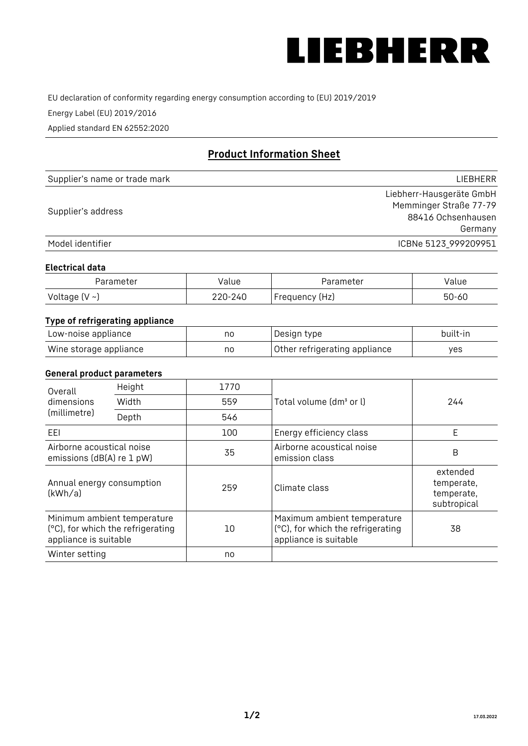LIEBHERR

EU declaration of conformity regarding energy consumption according to (EU) 2019/2019

Energy Label (EU) 2019/2016

Applied standard EN 62552:2020

## Product Information Sheet

| | |
|---|---|
| Supplier's name or trade mark | LIEBHERR |
| Supplier's address | Liebherr-Hausgeräte GmbH<br>Memminger Straße 77-79<br>88416 Ochsenhausen<br>Germany |
| Model identifier | ICBNe 5123_999209951 |

### Electrical data

| Parameter | Value | Parameter | Value |
|---|---|---|---|
| Voltage (V ~) | 220-240 | Frequency (Hz) | 50-60 |

### Type of refrigerating appliance

| | | | |
|---|---|---|---|
| Low-noise appliance | no | Design type | built-in |
| Wine storage appliance | no | Other refrigerating appliance | yes |

### General product parameters

| | | | | |
|---|---|---|---|---|
| Overall dimensions (millimetre) | Height | 1770 | Total volume (dm³ or l) | 244 |
| | Width | 559 | | |
| | Depth | 546 | | |
| EEI | | 100 | Energy efficiency class | E |
| Airborne acoustical noise emissions (dB(A) re 1 pW) | | 35 | Airborne acoustical noise emission class | B |
| Annual energy consumption (kWh/a) | | 259 | Climate class | extended temperate, temperate, subtropical |
| Minimum ambient temperature (°C), for which the refrigerating appliance is suitable | | 10 | Maximum ambient temperature (°C), for which the refrigerating appliance is suitable | 38 |
| Winter setting | | no | | |

17.03.2022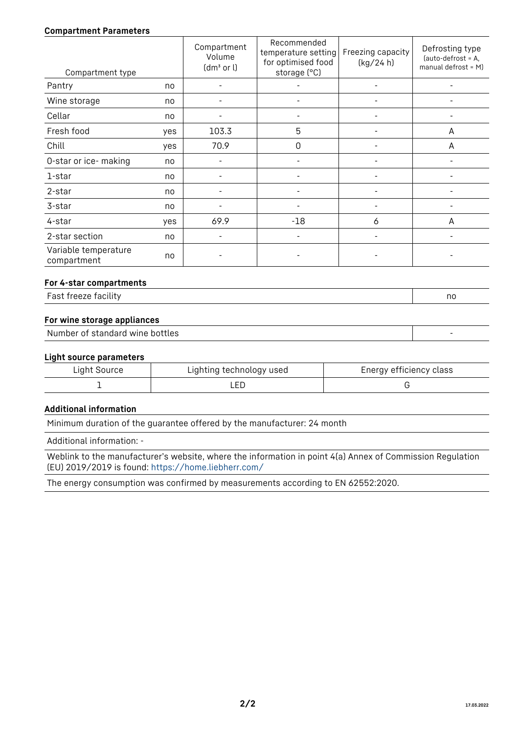**Compartment Parameters**

| Compartment type | | Compartment Volume (dm³ or l) | Recommended temperature setting for optimised food storage (°C) | Freezing capacity (kg/24 h) | Defrosting type (auto-defrost = A, manual defrost = M) |
|---|---|---|---|---|---|
| Pantry | no | - | - | - | - |
| Wine storage | no | - | - | - | - |
| Cellar | no | - | - | - | - |
| Fresh food | yes | 103.3 | 5 | - | A |
| Chill | yes | 70.9 | 0 | - | A |
| 0-star or ice- making | no | - | - | - | - |
| 1-star | no | - | - | - | - |
| 2-star | no | - | - | - | - |
| 3-star | no | - | - | - | - |
| 4-star | yes | 69.9 | -18 | 6 | A |
| 2-star section | no | - | - | - | - |
| Variable temperature compartment | no | - | - | - | - |

**For 4-star compartments**

| | |
|---|---|
| Fast freeze facility | no |

**For wine storage appliances**

| | |
|---|---|
| Number of standard wine bottles | - |

**Light source parameters**

| Light Source | Lighting technology used | Energy efficiency class |
|---|---|---|
| 1 | LED | G |

**Additional information**

Minimum duration of the guarantee offered by the manufacturer: 24 month

Additional information: -

Weblink to the manufacturer's website, where the information in point 4(a) Annex of Commission Regulation (EU) 2019/2019 is found: https://home.liebherr.com/

The energy consumption was confirmed by measurements according to EN 62552:2020.

17.03.2022